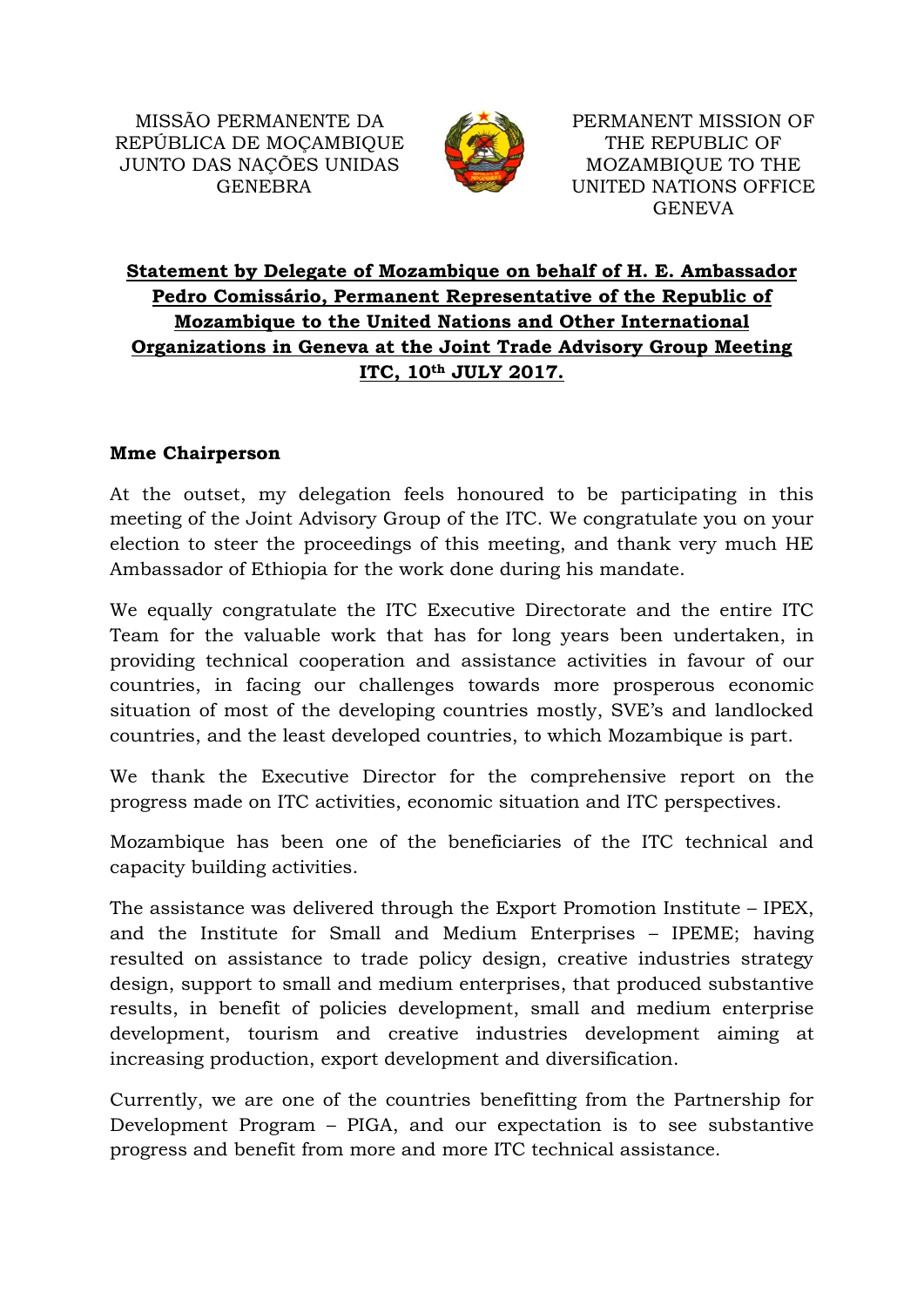MISSÃO PERMANENTE DA REPÚBLICA DE MOÇAMBIQUE JUNTO DAS NAÇÕES UNIDAS GENEBRA

PERMANENT MISSION OF THE REPUBLIC OF MOZAMBIQUE TO THE UNITED NATIONS OFFICE GENEVA

**Statement by Delegate of Mozambique on behalf of H. E. Ambassador Pedro Comissário, Permanent Representative of the Republic of Mozambique to the United Nations and Other International Organizations in Geneva at the Joint Trade Advisory Group Meeting ITC, 10th JULY 2017.**

**Mme Chairperson**

At the outset, my delegation feels honoured to be participating in this meeting of the Joint Advisory Group of the ITC. We congratulate you on your election to steer the proceedings of this meeting, and thank very much HE Ambassador of Ethiopia for the work done during his mandate.

We equally congratulate the ITC Executive Directorate and the entire ITC Team for the valuable work that has for long years been undertaken, in providing technical cooperation and assistance activities in favour of our countries, in facing our challenges towards more prosperous economic situation of most of the developing countries mostly, SVE's and landlocked countries, and the least developed countries, to which Mozambique is part.

We thank the Executive Director for the comprehensive report on the progress made on ITC activities, economic situation and ITC perspectives.

Mozambique has been one of the beneficiaries of the ITC technical and capacity building activities.

The assistance was delivered through the Export Promotion Institute – IPEX, and the Institute for Small and Medium Enterprises – IPEME; having resulted on assistance to trade policy design, creative industries strategy design, support to small and medium enterprises, that produced substantive results, in benefit of policies development, small and medium enterprise development, tourism and creative industries development aiming at increasing production, export development and diversification.

Currently, we are one of the countries benefitting from the Partnership for Development Program – PIGA, and our expectation is to see substantive progress and benefit from more and more ITC technical assistance.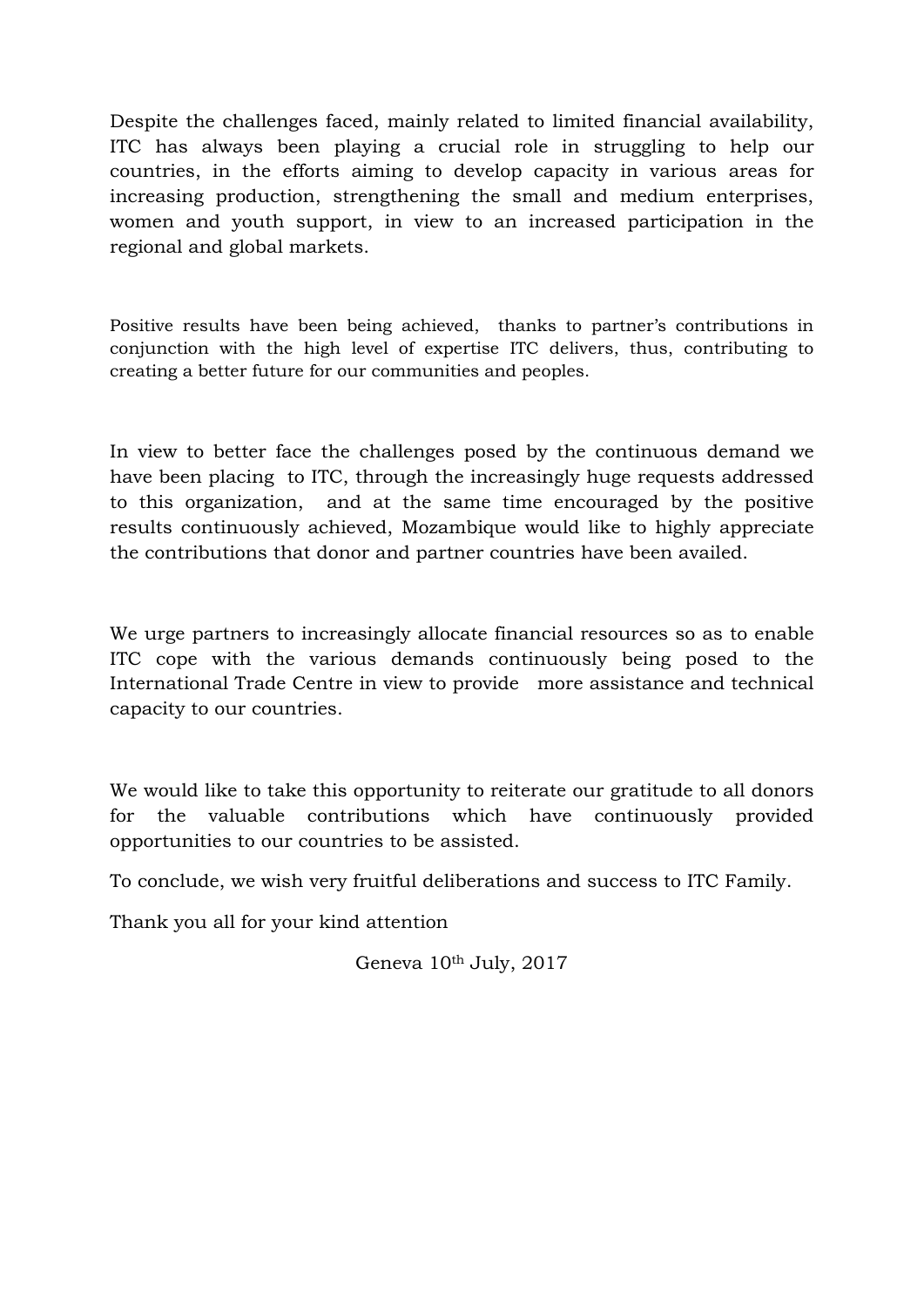Despite the challenges faced, mainly related to limited financial availability, ITC has always been playing a crucial role in struggling to help our countries, in the efforts aiming to develop capacity in various areas for increasing production, strengthening the small and medium enterprises, women and youth support, in view to an increased participation in the regional and global markets.

Positive results have been being achieved, thanks to partner's contributions in conjunction with the high level of expertise ITC delivers, thus, contributing to creating a better future for our communities and peoples.

In view to better face the challenges posed by the continuous demand we have been placing to ITC, through the increasingly huge requests addressed to this organization, and at the same time encouraged by the positive results continuously achieved, Mozambique would like to highly appreciate the contributions that donor and partner countries have been availed.

We urge partners to increasingly allocate financial resources so as to enable ITC cope with the various demands continuously being posed to the International Trade Centre in view to provide more assistance and technical capacity to our countries.

We would like to take this opportunity to reiterate our gratitude to all donors for the valuable contributions which have continuously provided opportunities to our countries to be assisted.

To conclude, we wish very fruitful deliberations and success to ITC Family.

Thank you all for your kind attention

Geneva 10th July, 2017